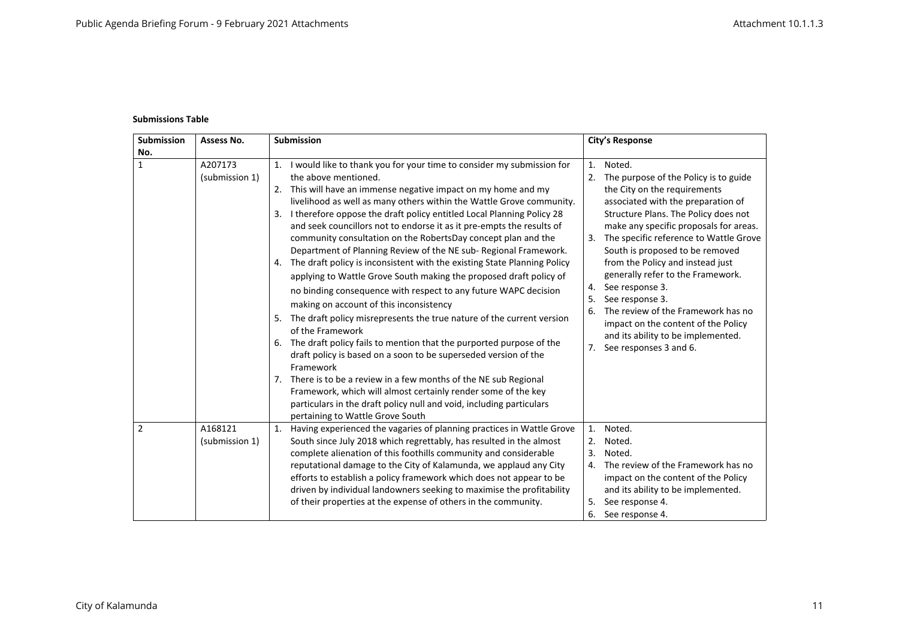**Submissions Table**

| Submission No. | Assess No. | Submission | City's Response |
|---|---|---|---|
| 1 | A207173 (submission 1) | 1. I would like to thank you for your time to consider my submission for the above mentioned.<br>2. This will have an immense negative impact on my home and my livelihood as well as many others within the Wattle Grove community.<br>3. I therefore oppose the draft policy entitled Local Planning Policy 28 and seek councillors not to endorse it as it pre-empts the results of community consultation on the RobertsDay concept plan and the Department of Planning Review of the NE sub- Regional Framework.<br>4. The draft policy is inconsistent with the existing State Planning Policy applying to Wattle Grove South making the proposed draft policy of no binding consequence with respect to any future WAPC decision making on account of this inconsistency<br>5. The draft policy misrepresents the true nature of the current version of the Framework<br>6. The draft policy fails to mention that the purported purpose of the draft policy is based on a soon to be superseded version of the Framework<br>7. There is to be a review in a few months of the NE sub Regional Framework, which will almost certainly render some of the key particulars in the draft policy null and void, including particulars pertaining to Wattle Grove South | 1. Noted.<br>2. The purpose of the Policy is to guide the City on the requirements associated with the preparation of Structure Plans. The Policy does not make any specific proposals for areas.<br>3. The specific reference to Wattle Grove South is proposed to be removed from the Policy and instead just generally refer to the Framework.<br>4. See response 3.<br>5. See response 3.<br>6. The review of the Framework has no impact on the content of the Policy and its ability to be implemented.<br>7. See responses 3 and 6. |
| 2 | A168121 (submission 1) | 1. Having experienced the vagaries of planning practices in Wattle Grove South since July 2018 which regrettably, has resulted in the almost complete alienation of this foothills community and considerable reputational damage to the City of Kalamunda, we applaud any City efforts to establish a policy framework which does not appear to be driven by individual landowners seeking to maximise the profitability of their properties at the expense of others in the community. | 1. Noted.<br>2. Noted.<br>3. Noted.<br>4. The review of the Framework has no impact on the content of the Policy and its ability to be implemented.<br>5. See response 4.<br>6. See response 4. |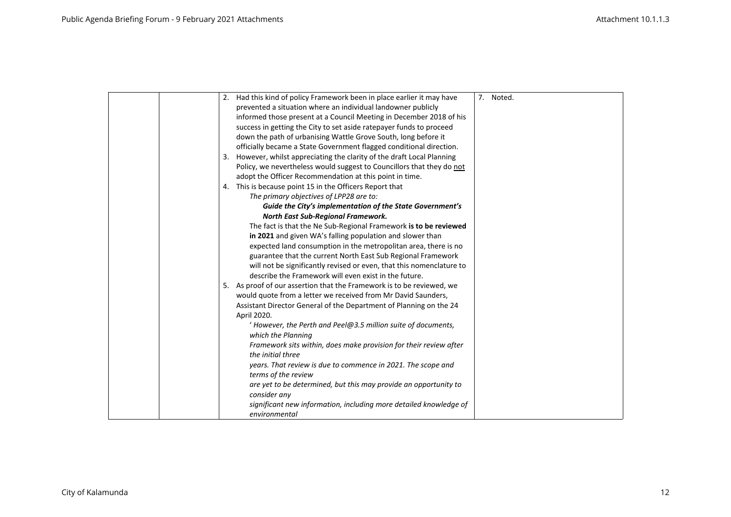|  |  | 2. Had this kind of policy Framework been in place earlier it may have prevented a situation where an individual landowner publicly informed those present at a Council Meeting in December 2018 of his success in getting the City to set aside ratepayer funds to proceed down the path of urbanising Wattle Grove South, long before it officially became a State Government flagged conditional direction.<br>3. However, whilst appreciating the clarity of the draft Local Planning Policy, we nevertheless would suggest to Councillors that they do <u>not</u> adopt the Officer Recommendation at this point in time.<br>4. This is because point 15 in the Officers Report that<br>*The primary objectives of LPP28 are to:*<br>***Guide the City's implementation of the State Government's North East Sub-Regional Framework.***<br>The fact is that the Ne Sub-Regional Framework **is to be reviewed in 2021** and given WA's falling population and slower than expected land consumption in the metropolitan area, there is no guarantee that the current North East Sub Regional Framework will not be significantly revised or even, that this nomenclature to describe the Framework will even exist in the future.<br>5. As proof of our assertion that the Framework is to be reviewed, we would quote from a letter we received from Mr David Saunders, Assistant Director General of the Department of Planning on the 24 April 2020.<br>*' However, the Perth and Peel@3.5 million suite of documents, which the Planning*<br>*Framework sits within, does make provision for their review after the initial three*<br>*years. That review is due to commence in 2021. The scope and terms of the review*<br>*are yet to be determined, but this may provide an opportunity to consider any*<br>*significant new information, including more detailed knowledge of environmental* | 7. Noted. |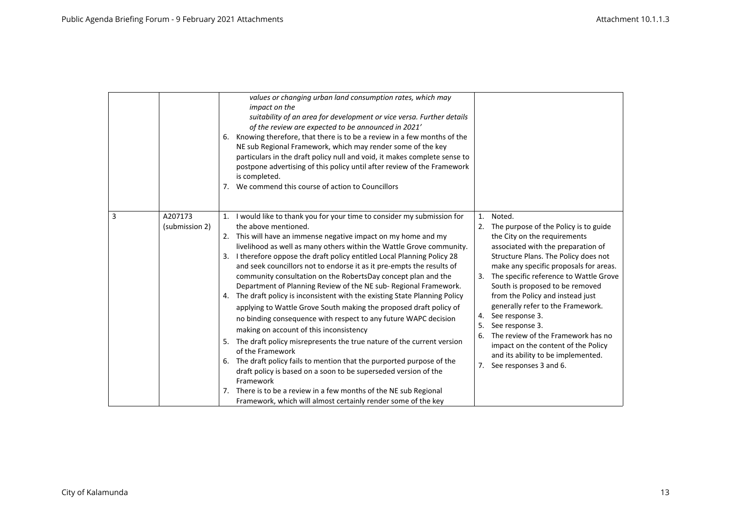| | | | |
|---|---|---|---|
| | | *values or changing urban land consumption rates, which may impact on the suitability of an area for development or vice versa. Further details of the review are expected to be announced in 2021'*<br>6. Knowing therefore, that there is to be a review in a few months of the NE sub Regional Framework, which may render some of the key particulars in the draft policy null and void, it makes complete sense to postpone advertising of this policy until after review of the Framework is completed.<br>7. We commend this course of action to Councillors | |
| 3 | A207173 (submission 2) | 1. I would like to thank you for your time to consider my submission for the above mentioned.<br>2. This will have an immense negative impact on my home and my livelihood as well as many others within the Wattle Grove community.<br>3. I therefore oppose the draft policy entitled Local Planning Policy 28 and seek councillors not to endorse it as it pre-empts the results of community consultation on the RobertsDay concept plan and the Department of Planning Review of the NE sub- Regional Framework.<br>4. The draft policy is inconsistent with the existing State Planning Policy applying to Wattle Grove South making the proposed draft policy of no binding consequence with respect to any future WAPC decision making on account of this inconsistency<br>5. The draft policy misrepresents the true nature of the current version of the Framework<br>6. The draft policy fails to mention that the purported purpose of the draft policy is based on a soon to be superseded version of the Framework<br>7. There is to be a review in a few months of the NE sub Regional Framework, which will almost certainly render some of the key | 1. Noted.<br>2. The purpose of the Policy is to guide the City on the requirements associated with the preparation of Structure Plans. The Policy does not make any specific proposals for areas.<br>3. The specific reference to Wattle Grove South is proposed to be removed from the Policy and instead just generally refer to the Framework.<br>4. See response 3.<br>5. See response 3.<br>6. The review of the Framework has no impact on the content of the Policy and its ability to be implemented.<br>7. See responses 3 and 6. |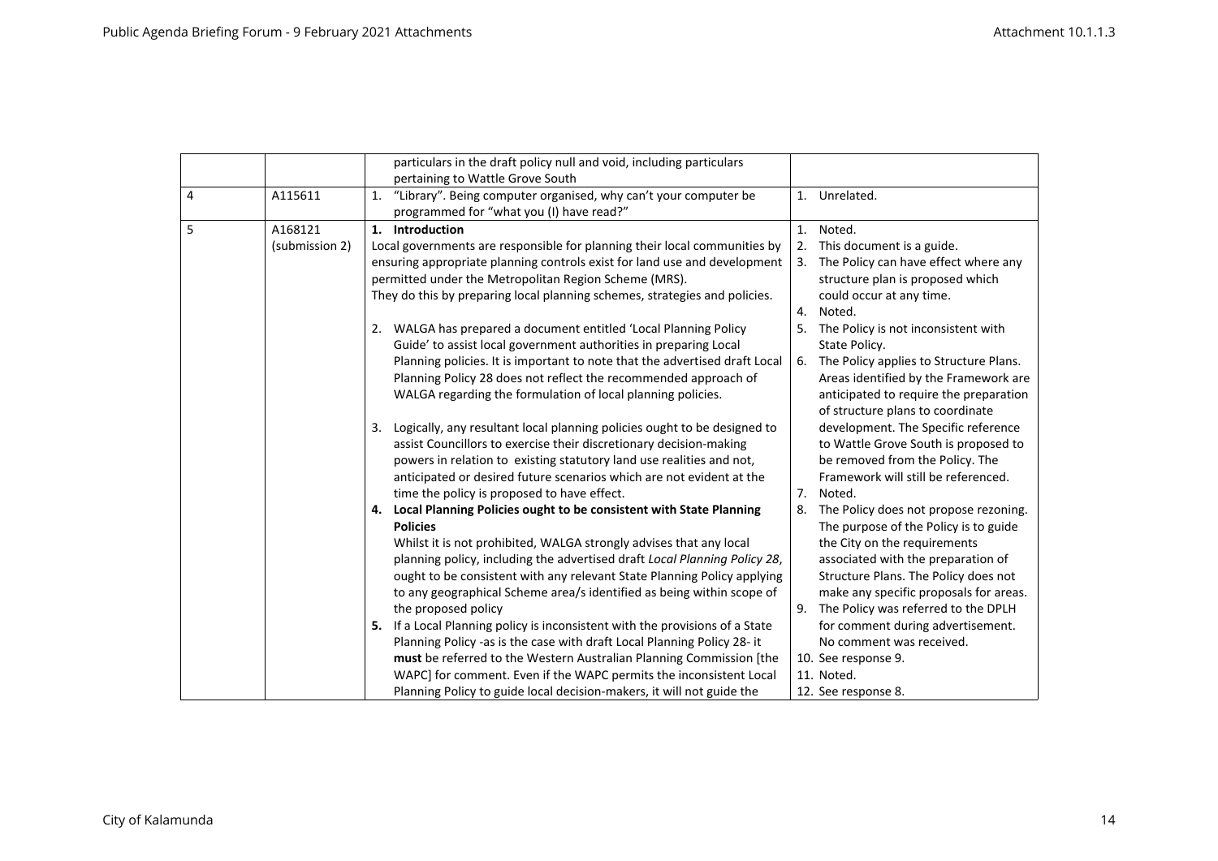| | | | |
|---|---|---|---|
| | | particulars in the draft policy null and void, including particulars pertaining to Wattle Grove South | |
| 4 | A115611 | 1. "Library". Being computer organised, why can't your computer be programmed for "what you (I) have read?" | 1. Unrelated. |
| 5 | A168121 (submission 2) | **1. Introduction**<br>Local governments are responsible for planning their local communities by ensuring appropriate planning controls exist for land use and development permitted under the Metropolitan Region Scheme (MRS).<br>They do this by preparing local planning schemes, strategies and policies.<br><br>2. WALGA has prepared a document entitled 'Local Planning Policy Guide' to assist local government authorities in preparing Local Planning policies. It is important to note that the advertised draft Local Planning Policy 28 does not reflect the recommended approach of WALGA regarding the formulation of local planning policies.<br><br>3. Logically, any resultant local planning policies ought to be designed to assist Councillors to exercise their discretionary decision-making powers in relation to existing statutory land use realities and not, anticipated or desired future scenarios which are not evident at the time the policy is proposed to have effect.<br>**4. Local Planning Policies ought to be consistent with State Planning Policies**<br>Whilst it is not prohibited, WALGA strongly advises that any local planning policy, including the advertised draft *Local Planning Policy 28*, ought to be consistent with any relevant State Planning Policy applying to any geographical Scheme area/s identified as being within scope of the proposed policy<br>**5.** If a Local Planning policy is inconsistent with the provisions of a State Planning Policy -as is the case with draft Local Planning Policy 28- it **must** be referred to the Western Australian Planning Commission [the WAPC] for comment. Even if the WAPC permits the inconsistent Local Planning Policy to guide local decision-makers, it will not guide the | 1. Noted.<br>2. This document is a guide.<br>3. The Policy can have effect where any structure plan is proposed which could occur at any time.<br>4. Noted.<br>5. The Policy is not inconsistent with State Policy.<br>6. The Policy applies to Structure Plans. Areas identified by the Framework are anticipated to require the preparation of structure plans to coordinate development. The Specific reference to Wattle Grove South is proposed to be removed from the Policy. The Framework will still be referenced.<br>7. Noted.<br>8. The Policy does not propose rezoning. The purpose of the Policy is to guide the City on the requirements associated with the preparation of Structure Plans. The Policy does not make any specific proposals for areas.<br>9. The Policy was referred to the DPLH for comment during advertisement. No comment was received.<br>10. See response 9.<br>11. Noted.<br>12. See response 8. |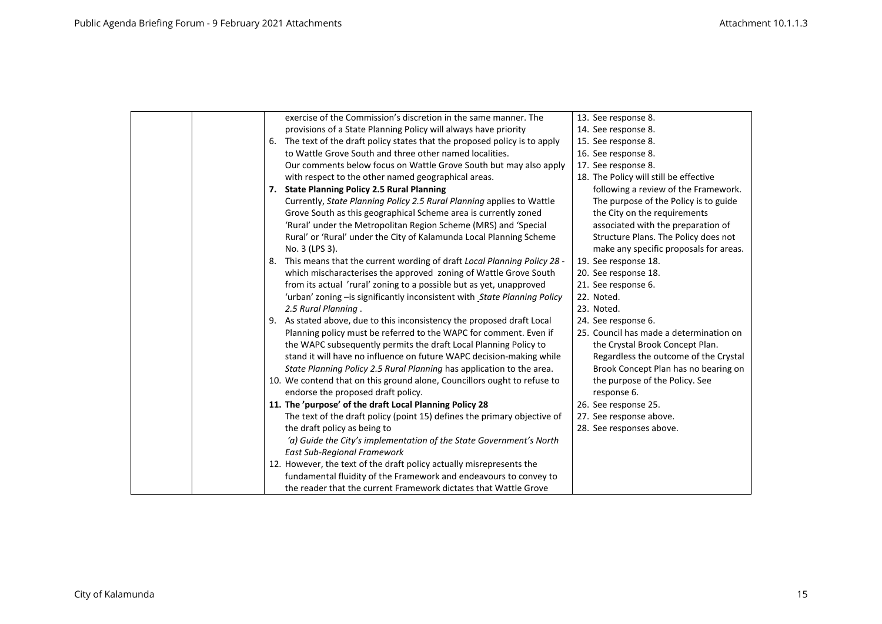| | | | |
|---|---|---|---|
| | | exercise of the Commission's discretion in the same manner. The provisions of a State Planning Policy will always have priority<br>6. The text of the draft policy states that the proposed policy is to apply to Wattle Grove South and three other named localities.<br>Our comments below focus on Wattle Grove South but may also apply with respect to the other named geographical areas.<br>7. **State Planning Policy 2.5 Rural Planning**<br>Currently, *State Planning Policy 2.5 Rural Planning* applies to Wattle Grove South as this geographical Scheme area is currently zoned 'Rural' under the Metropolitan Region Scheme (MRS) and 'Special Rural' or 'Rural' under the City of Kalamunda Local Planning Scheme No. 3 (LPS 3).<br>8. This means that the current wording of draft *Local Planning Policy 28* - which mischaracterises the approved zoning of Wattle Grove South from its actual 'rural' zoning to a possible but as yet, unapproved 'urban' zoning –is significantly inconsistent with *State Planning Policy 2.5 Rural Planning* .<br>9. As stated above, due to this inconsistency the proposed draft Local Planning policy must be referred to the WAPC for comment. Even if the WAPC subsequently permits the draft Local Planning Policy to stand it will have no influence on future WAPC decision-making while *State Planning Policy 2.5 Rural Planning* has application to the area.<br>10. We contend that on this ground alone, Councillors ought to refuse to endorse the proposed draft policy.<br>11. **The 'purpose' of the draft Local Planning Policy 28**<br>The text of the draft policy (point 15) defines the primary objective of the draft policy as being to<br>*'a) Guide the City's implementation of the State Government's North East Sub-Regional Framework*<br>12. However, the text of the draft policy actually misrepresents the fundamental fluidity of the Framework and endeavours to convey to the reader that the current Framework dictates that Wattle Grove | 13. See response 8.<br>14. See response 8.<br>15. See response 8.<br>16. See response 8.<br>17. See response 8.<br>18. The Policy will still be effective following a review of the Framework. The purpose of the Policy is to guide the City on the requirements associated with the preparation of Structure Plans. The Policy does not make any specific proposals for areas.<br>19. See response 18.<br>20. See response 18.<br>21. See response 6.<br>22. Noted.<br>23. Noted.<br>24. See response 6.<br>25. Council has made a determination on the Crystal Brook Concept Plan. Regardless the outcome of the Crystal Brook Concept Plan has no bearing on the purpose of the Policy. See response 6.<br>26. See response 25.<br>27. See response above.<br>28. See responses above. |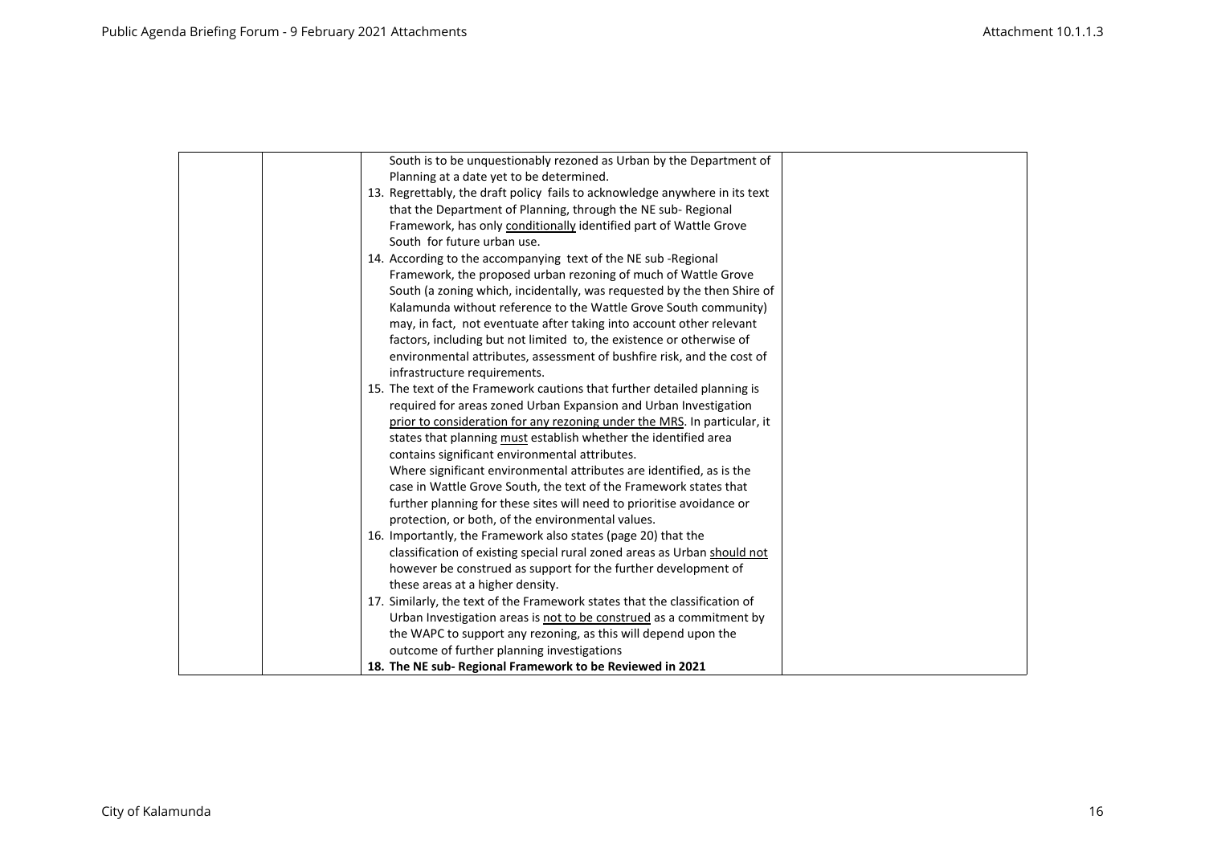| | | | |
|---|---|---|---|
| | | South is to be unquestionably rezoned as Urban by the Department of Planning at a date yet to be determined.<br>13. Regrettably, the draft policy fails to acknowledge anywhere in its text that the Department of Planning, through the NE sub- Regional Framework, has only <u>conditionally</u> identified part of Wattle Grove South for future urban use.<br>14. According to the accompanying text of the NE sub -Regional Framework, the proposed urban rezoning of much of Wattle Grove South (a zoning which, incidentally, was requested by the then Shire of Kalamunda without reference to the Wattle Grove South community) may, in fact, not eventuate after taking into account other relevant factors, including but not limited to, the existence or otherwise of environmental attributes, assessment of bushfire risk, and the cost of infrastructure requirements.<br>15. The text of the Framework cautions that further detailed planning is required for areas zoned Urban Expansion and Urban Investigation <u>prior to consideration for any rezoning under the MRS</u>. In particular, it states that planning <u>must</u> establish whether the identified area contains significant environmental attributes.<br>Where significant environmental attributes are identified, as is the case in Wattle Grove South, the text of the Framework states that further planning for these sites will need to prioritise avoidance or protection, or both, of the environmental values.<br>16. Importantly, the Framework also states (page 20) that the classification of existing special rural zoned areas as Urban <u>should not</u> however be construed as support for the further development of these areas at a higher density.<br>17. Similarly, the text of the Framework states that the classification of Urban Investigation areas is <u>not to be construed</u> as a commitment by the WAPC to support any rezoning, as this will depend upon the outcome of further planning investigations<br>**18. The NE sub- Regional Framework to be Reviewed in 2021** | |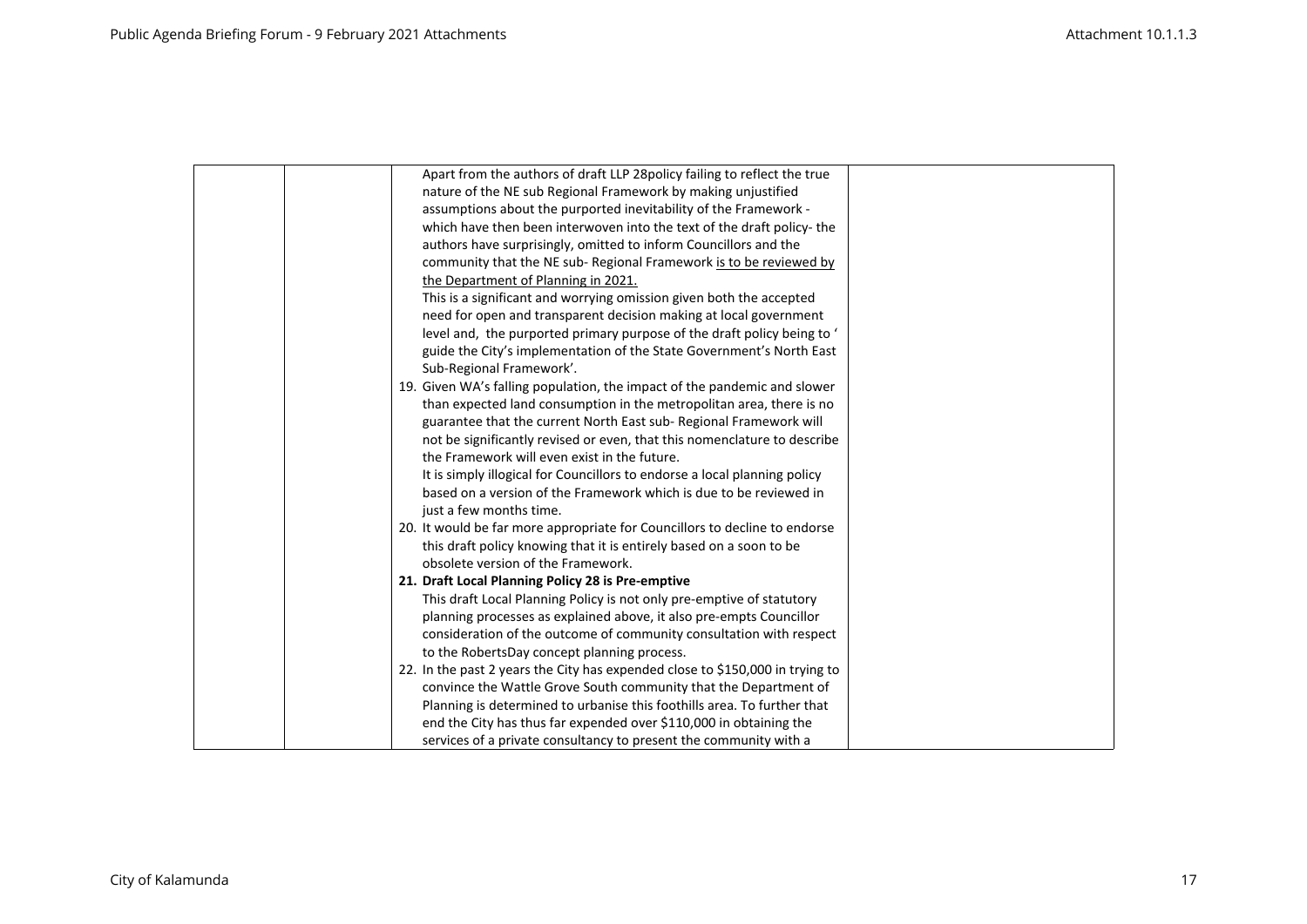| | | Apart from the authors of draft LLP 28policy failing to reflect the true nature of the NE sub Regional Framework by making unjustified assumptions about the purported inevitability of the Framework - which have then been interwoven into the text of the draft policy- the authors have surprisingly, omitted to inform Councillors and the community that the NE sub- Regional Framework <u>is to be reviewed by the Department of Planning in 2021.</u><br>This is a significant and worrying omission given both the accepted need for open and transparent decision making at local government level and, the purported primary purpose of the draft policy being to ' guide the City's implementation of the State Government's North East Sub-Regional Framework'.<br>19. Given WA's falling population, the impact of the pandemic and slower than expected land consumption in the metropolitan area, there is no guarantee that the current North East sub- Regional Framework will not be significantly revised or even, that this nomenclature to describe the Framework will even exist in the future.<br>It is simply illogical for Councillors to endorse a local planning policy based on a version of the Framework which is due to be reviewed in just a few months time.<br>20. It would be far more appropriate for Councillors to decline to endorse this draft policy knowing that it is entirely based on a soon to be obsolete version of the Framework.<br>**21. Draft Local Planning Policy 28 is Pre-emptive**<br>This draft Local Planning Policy is not only pre-emptive of statutory planning processes as explained above, it also pre-empts Councillor consideration of the outcome of community consultation with respect to the RobertsDay concept planning process.<br>22. In the past 2 years the City has expended close to $150,000 in trying to convince the Wattle Grove South community that the Department of Planning is determined to urbanise this foothills area. To further that end the City has thus far expended over $110,000 in obtaining the services of a private consultancy to present the community with a | |
|---|---|---|---|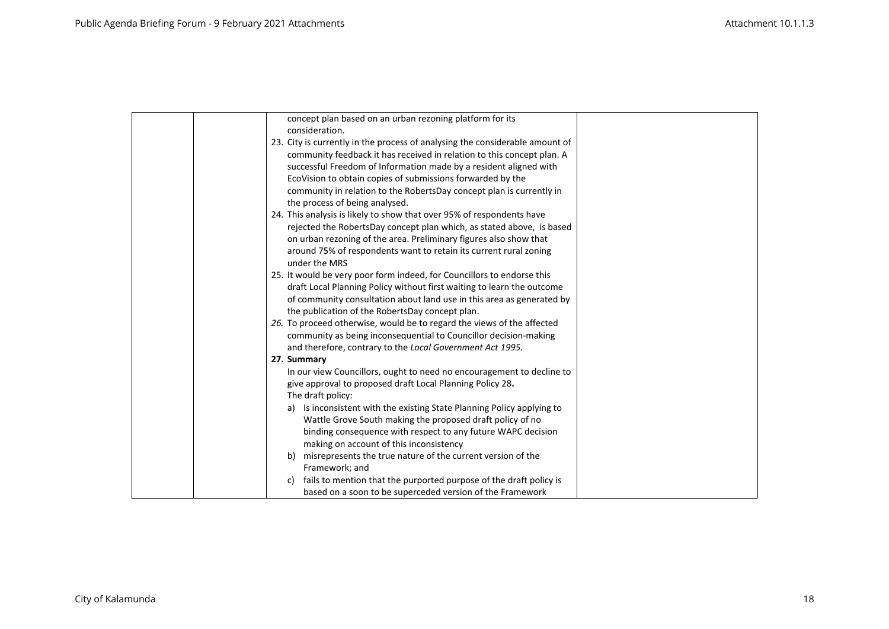| | | concept plan based on an urban rezoning platform for its consideration.<br>23. City is currently in the process of analysing the considerable amount of community feedback it has received in relation to this concept plan. A successful Freedom of Information made by a resident aligned with EcoVision to obtain copies of submissions forwarded by the community in relation to the RobertsDay concept plan is currently in the process of being analysed.<br>24. This analysis is likely to show that over 95% of respondents have rejected the RobertsDay concept plan which, as stated above, is based on urban rezoning of the area. Preliminary figures also show that around 75% of respondents want to retain its current rural zoning under the MRS<br>25. It would be very poor form indeed, for Councillors to endorse this draft Local Planning Policy without first waiting to learn the outcome of community consultation about land use in this area as generated by the publication of the RobertsDay concept plan.<br>*26.* To proceed otherwise, would be to regard the views of the affected community as being inconsequential to Councillor decision-making and therefore, contrary to the *Local Government Act 1995.*<br>**27. Summary**<br>In our view Councillors, ought to need no encouragement to decline to give approval to proposed draft Local Planning Policy 28**.**<br>The draft policy:<br>a) Is inconsistent with the existing State Planning Policy applying to Wattle Grove South making the proposed draft policy of no binding consequence with respect to any future WAPC decision making on account of this inconsistency<br>b) misrepresents the true nature of the current version of the Framework; and<br>c) fails to mention that the purported purpose of the draft policy is based on a soon to be superceded version of the Framework | |
|---|---|---|---|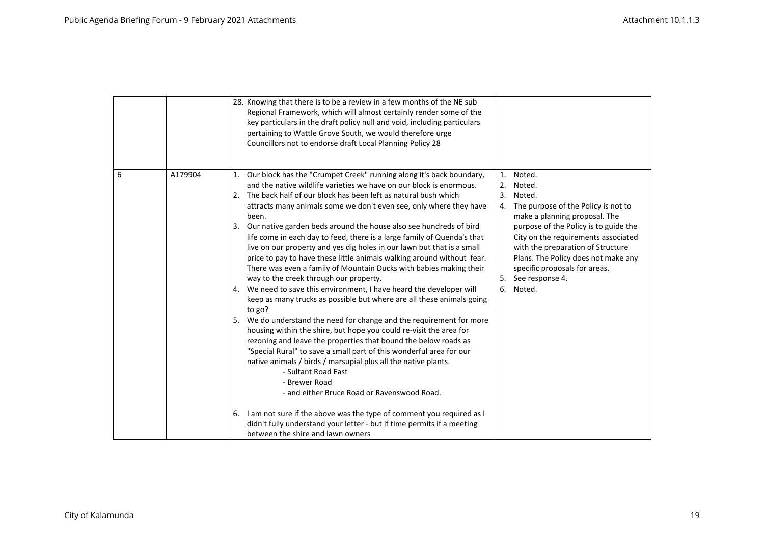| | | | |
|---|---|---|---|
| | | 28. Knowing that there is to be a review in a few months of the NE sub Regional Framework, which will almost certainly render some of the key particulars in the draft policy null and void, including particulars pertaining to Wattle Grove South, we would therefore urge Councillors not to endorse draft Local Planning Policy 28 | |
| 6 | A179904 | 1. Our block has the "Crumpet Creek" running along it's back boundary, and the native wildlife varieties we have on our block is enormous.<br>2. The back half of our block has been left as natural bush which attracts many animals some we don't even see, only where they have been.<br>3. Our native garden beds around the house also see hundreds of bird life come in each day to feed, there is a large family of Quenda's that live on our property and yes dig holes in our lawn but that is a small price to pay to have these little animals walking around without fear. There was even a family of Mountain Ducks with babies making their way to the creek through our property.<br>4. We need to save this environment, I have heard the developer will keep as many trucks as possible but where are all these animals going to go?<br>5. We do understand the need for change and the requirement for more housing within the shire, but hope you could re-visit the area for rezoning and leave the properties that bound the below roads as "Special Rural" to save a small part of this wonderful area for our native animals / birds / marsupial plus all the native plants.<br>- Sultant Road East<br>- Brewer Road<br>- and either Bruce Road or Ravenswood Road.<br>6. I am not sure if the above was the type of comment you required as I didn't fully understand your letter - but if time permits if a meeting between the shire and lawn owners | 1. Noted.<br>2. Noted.<br>3. Noted.<br>4. The purpose of the Policy is not to make a planning proposal. The purpose of the Policy is to guide the City on the requirements associated with the preparation of Structure Plans. The Policy does not make any specific proposals for areas.<br>5. See response 4.<br>6. Noted. |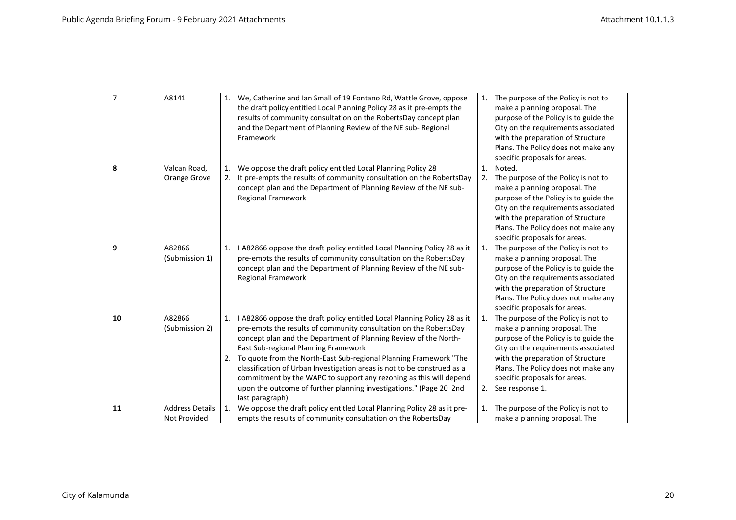| | | | |
|---|---|---|---|
| 7 | A8141 | 1. We, Catherine and Ian Small of 19 Fontano Rd, Wattle Grove, oppose the draft policy entitled Local Planning Policy 28 as it pre-empts the results of community consultation on the RobertsDay concept plan and the Department of Planning Review of the NE sub- Regional Framework | 1. The purpose of the Policy is not to make a planning proposal. The purpose of the Policy is to guide the City on the requirements associated with the preparation of Structure Plans. The Policy does not make any specific proposals for areas. |
| 8 | Valcan Road, Orange Grove | 1. We oppose the draft policy entitled Local Planning Policy 28<br>2. It pre-empts the results of community consultation on the RobertsDay concept plan and the Department of Planning Review of the NE sub-Regional Framework | 1. Noted.<br>2. The purpose of the Policy is not to make a planning proposal. The purpose of the Policy is to guide the City on the requirements associated with the preparation of Structure Plans. The Policy does not make any specific proposals for areas. |
| 9 | A82866 (Submission 1) | 1. I A82866 oppose the draft policy entitled Local Planning Policy 28 as it pre-empts the results of community consultation on the RobertsDay concept plan and the Department of Planning Review of the NE sub-Regional Framework | 1. The purpose of the Policy is not to make a planning proposal. The purpose of the Policy is to guide the City on the requirements associated with the preparation of Structure Plans. The Policy does not make any specific proposals for areas. |
| 10 | A82866 (Submission 2) | 1. I A82866 oppose the draft policy entitled Local Planning Policy 28 as it pre-empts the results of community consultation on the RobertsDay concept plan and the Department of Planning Review of the North-East Sub-regional Planning Framework<br>2. To quote from the North-East Sub-regional Planning Framework "The classification of Urban Investigation areas is not to be construed as a commitment by the WAPC to support any rezoning as this will depend upon the outcome of further planning investigations." (Page 20 2nd last paragraph) | 1. The purpose of the Policy is not to make a planning proposal. The purpose of the Policy is to guide the City on the requirements associated with the preparation of Structure Plans. The Policy does not make any specific proposals for areas.<br>2. See response 1. |
| 11 | Address Details Not Provided | 1. We oppose the draft policy entitled Local Planning Policy 28 as it pre-empts the results of community consultation on the RobertsDay | 1. The purpose of the Policy is not to make a planning proposal. The |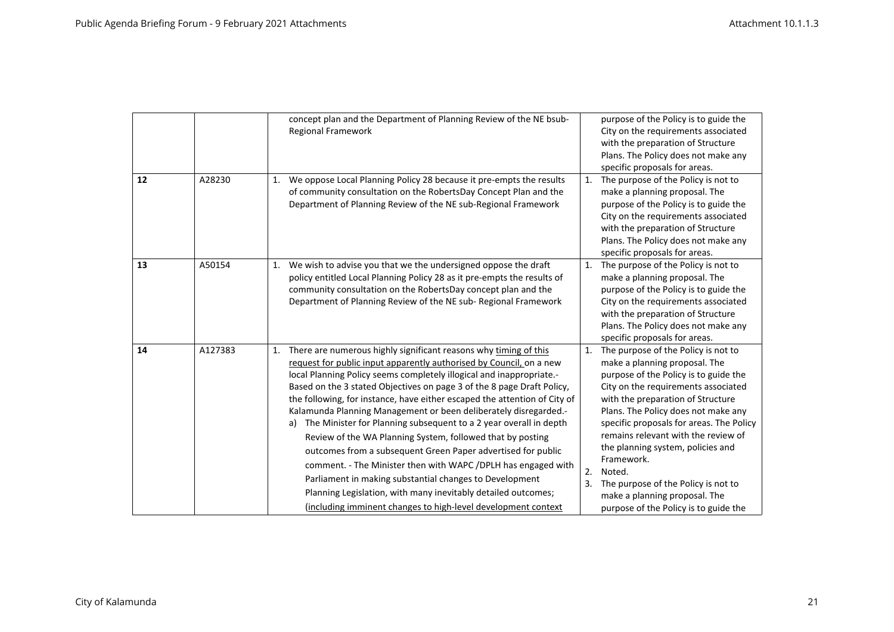|  |  |  |  |
|---|---|---|---|
|  |  | concept plan and the Department of Planning Review of the NE bsub-Regional Framework | purpose of the Policy is to guide the City on the requirements associated with the preparation of Structure Plans. The Policy does not make any specific proposals for areas. |
| 12 | A28230 | 1. We oppose Local Planning Policy 28 because it pre-empts the results of community consultation on the RobertsDay Concept Plan and the Department of Planning Review of the NE sub-Regional Framework | 1. The purpose of the Policy is not to make a planning proposal. The purpose of the Policy is to guide the City on the requirements associated with the preparation of Structure Plans. The Policy does not make any specific proposals for areas. |
| 13 | A50154 | 1. We wish to advise you that we the undersigned oppose the draft policy entitled Local Planning Policy 28 as it pre-empts the results of community consultation on the RobertsDay concept plan and the Department of Planning Review of the NE sub- Regional Framework | 1. The purpose of the Policy is not to make a planning proposal. The purpose of the Policy is to guide the City on the requirements associated with the preparation of Structure Plans. The Policy does not make any specific proposals for areas. |
| 14 | A127383 | 1. There are numerous highly significant reasons why <u>timing of this request for public input apparently authorised by Council,</u> on a new local Planning Policy seems completely illogical and inappropriate.- Based on the 3 stated Objectives on page 3 of the 8 page Draft Policy, the following, for instance, have either escaped the attention of City of Kalamunda Planning Management or been deliberately disregarded.-<br>a) The Minister for Planning subsequent to a 2 year overall in depth Review of the WA Planning System, followed that by posting outcomes from a subsequent Green Paper advertised for public comment. - The Minister then with WAPC /DPLH has engaged with Parliament in making substantial changes to Development Planning Legislation, with many inevitably detailed outcomes; (<u>including imminent changes to high-level development context</u> | 1. The purpose of the Policy is not to make a planning proposal. The purpose of the Policy is to guide the City on the requirements associated with the preparation of Structure Plans. The Policy does not make any specific proposals for areas. The Policy remains relevant with the review of the planning system, policies and Framework.<br>2. Noted.<br>3. The purpose of the Policy is not to make a planning proposal. The purpose of the Policy is to guide the |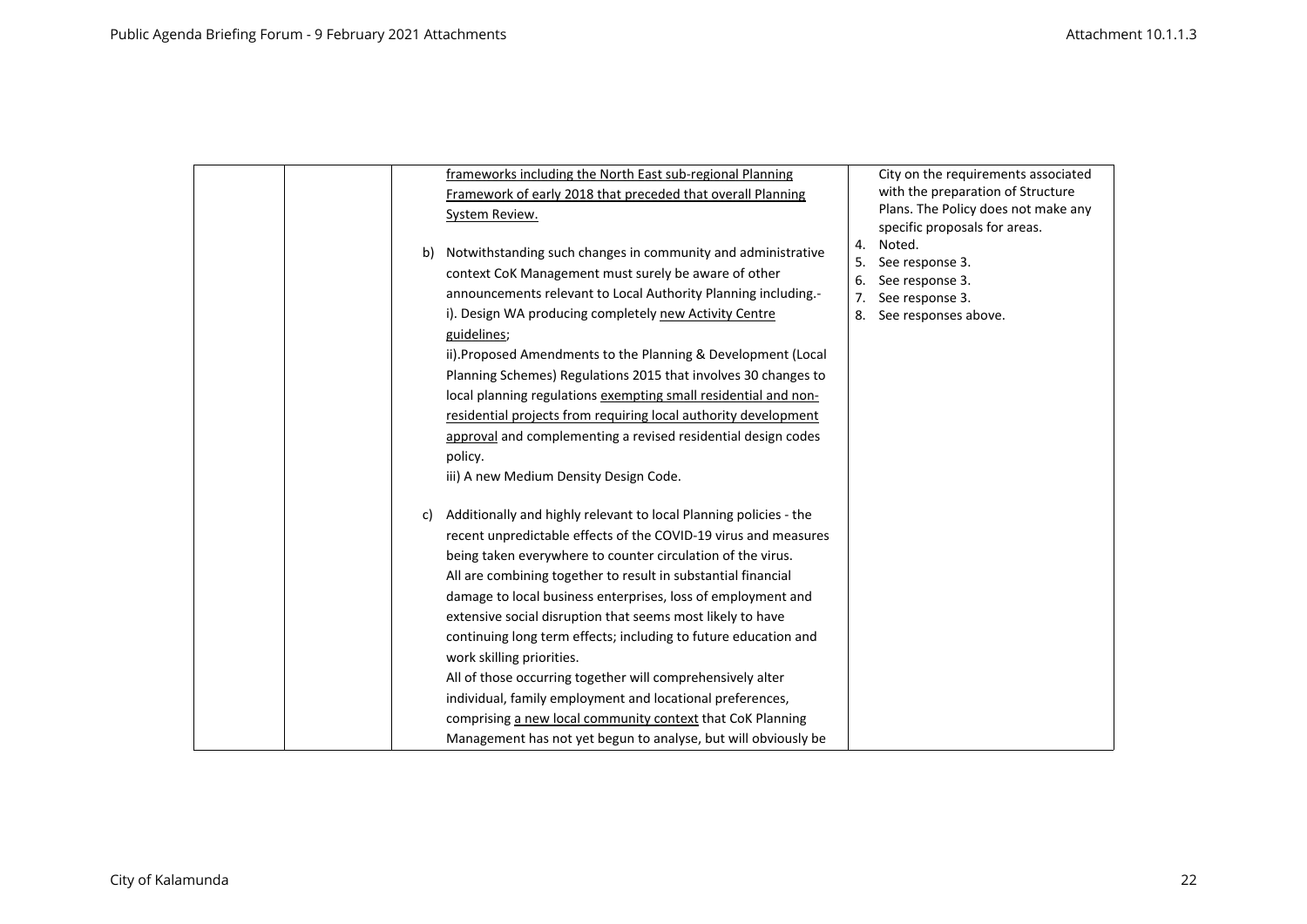|  |  | frameworks including the North East sub-regional Planning Framework of early 2018 that preceded that overall Planning System Review.<br><br>b) Notwithstanding such changes in community and administrative context CoK Management must surely be aware of other announcements relevant to Local Authority Planning including.-<br>i). Design WA producing completely new Activity Centre guidelines;<br>ii).Proposed Amendments to the Planning & Development (Local Planning Schemes) Regulations 2015 that involves 30 changes to local planning regulations exempting small residential and non-residential projects from requiring local authority development approval and complementing a revised residential design codes policy.<br>iii) A new Medium Density Design Code.<br><br>c) Additionally and highly relevant to local Planning policies - the recent unpredictable effects of the COVID-19 virus and measures being taken everywhere to counter circulation of the virus.<br>All are combining together to result in substantial financial damage to local business enterprises, loss of employment and extensive social disruption that seems most likely to have continuing long term effects; including to future education and work skilling priorities.<br>All of those occurring together will comprehensively alter individual, family employment and locational preferences, comprising a new local community context that CoK Planning Management has not yet begun to analyse, but will obviously be | City on the requirements associated with the preparation of Structure Plans. The Policy does not make any specific proposals for areas.<br>4. Noted.<br>5. See response 3.<br>6. See response 3.<br>7. See response 3.<br>8. See responses above. |
|---|---|---|---|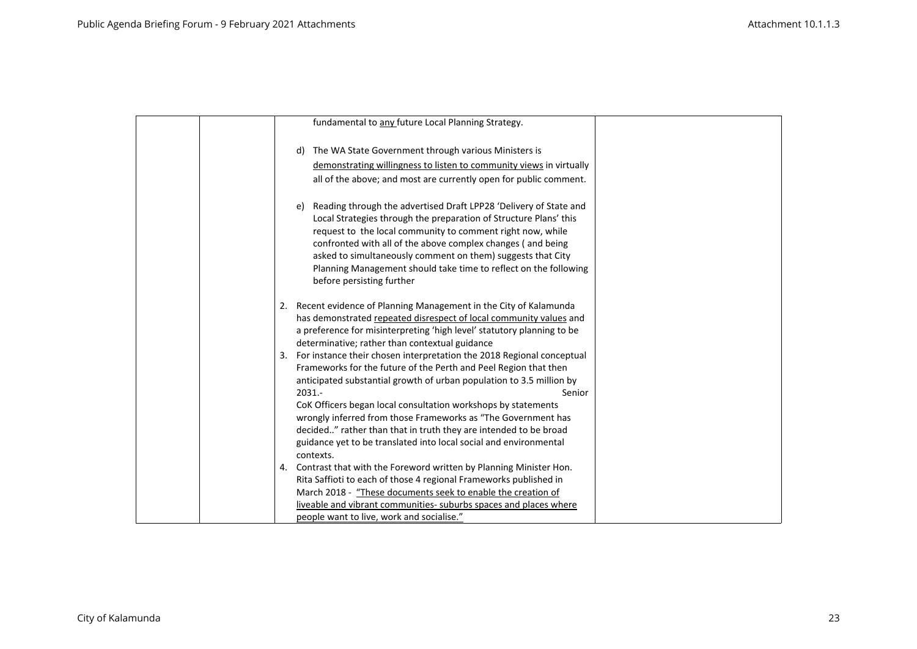| | | fundamental to <u>any</u> future Local Planning Strategy.<br><br>d) The WA State Government through various Ministers is <u>demonstrating willingness to listen to community views</u> in virtually all of the above; and most are currently open for public comment.<br><br>e) Reading through the advertised Draft LPP28 'Delivery of State and Local Strategies through the preparation of Structure Plans' this request to the local community to comment right now, while confronted with all of the above complex changes ( and being asked to simultaneously comment on them) suggests that City Planning Management should take time to reflect on the following before persisting further<br><br>2. Recent evidence of Planning Management in the City of Kalamunda has demonstrated <u>repeated disrespect of local community values</u> and a preference for misinterpreting 'high level' statutory planning to be determinative; rather than contextual guidance<br>3. For instance their chosen interpretation the 2018 Regional conceptual Frameworks for the future of the Perth and Peel Region that then anticipated substantial growth of urban population to 3.5 million by 2031.- Senior CoK Officers began local consultation workshops by statements wrongly inferred from those Frameworks as "The Government has decided.." rather than that in truth they are intended to be broad guidance yet to be translated into local social and environmental contexts.<br>4. Contrast that with the Foreword written by Planning Minister Hon. Rita Saffioti to each of those 4 regional Frameworks published in March 2018 - <u>"These documents seek to enable the creation of liveable and vibrant communities- suburbs spaces and places where people want to live, work and socialise."</u> | |
|---|---|---|---|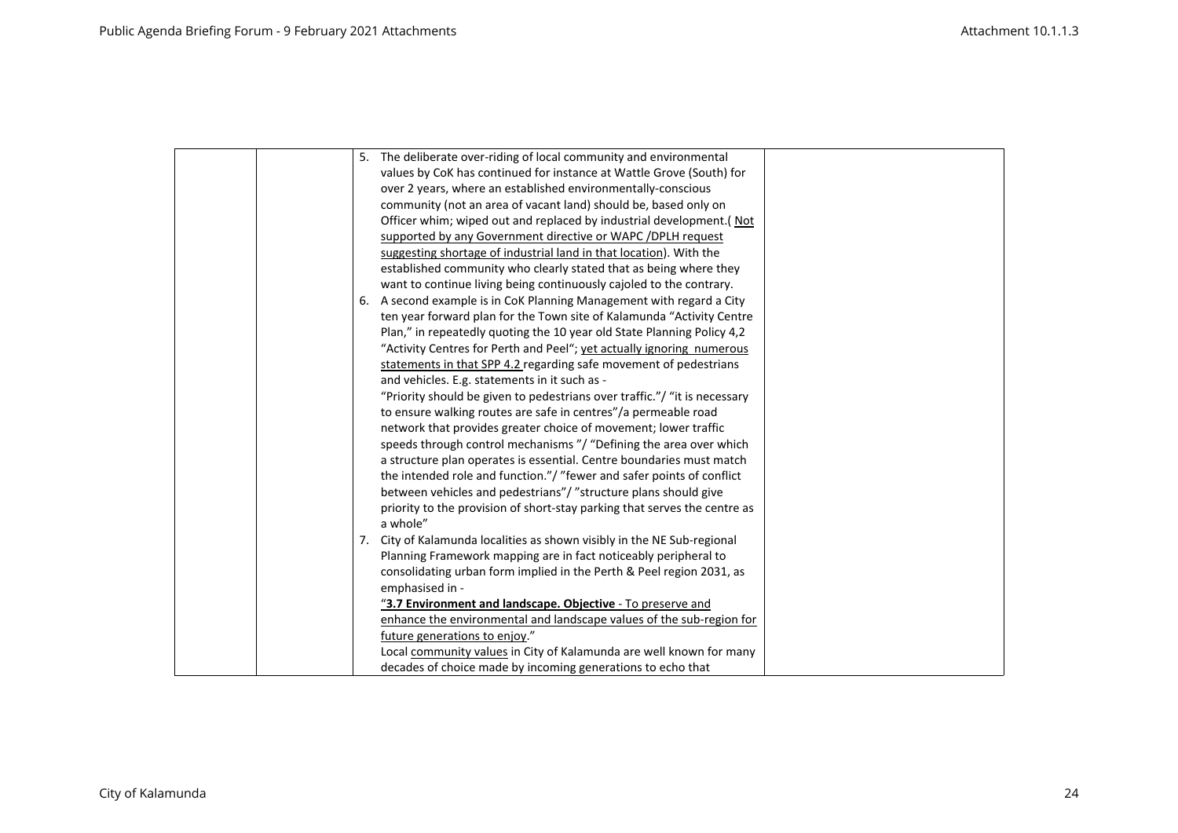| | | 5. The deliberate over-riding of local community and environmental values by CoK has continued for instance at Wattle Grove (South) for over 2 years, where an established environmentally-conscious community (not an area of vacant land) should be, based only on Officer whim; wiped out and replaced by industrial development.( <u>Not supported by any Government directive or WAPC /DPLH request suggesting shortage of industrial land in that location</u>). With the established community who clearly stated that as being where they want to continue living being continuously cajoled to the contrary.<br>6. A second example is in CoK Planning Management with regard a City ten year forward plan for the Town site of Kalamunda "Activity Centre Plan," in repeatedly quoting the 10 year old State Planning Policy 4,2 "Activity Centres for Perth and Peel"; <u>yet actually ignoring numerous statements in that SPP 4.2</u> regarding safe movement of pedestrians and vehicles. E.g. statements in it such as -<br>"Priority should be given to pedestrians over traffic."/ "it is necessary to ensure walking routes are safe in centres"/a permeable road network that provides greater choice of movement; lower traffic speeds through control mechanisms "/ "Defining the area over which a structure plan operates is essential. Centre boundaries must match the intended role and function."/ "fewer and safer points of conflict between vehicles and pedestrians"/ "structure plans should give priority to the provision of short-stay parking that serves the centre as a whole"<br>7. City of Kalamunda localities as shown visibly in the NE Sub-regional Planning Framework mapping are in fact noticeably peripheral to consolidating urban form implied in the Perth & Peel region 2031, as emphasised in -<br><u>"**3.7 Environment and landscape. Objective** - To preserve and enhance the environmental and landscape values of the sub-region for future generations to enjoy</u>."<br>Local <u>community values</u> in City of Kalamunda are well known for many decades of choice made by incoming generations to echo that | |
|---|---|---|---|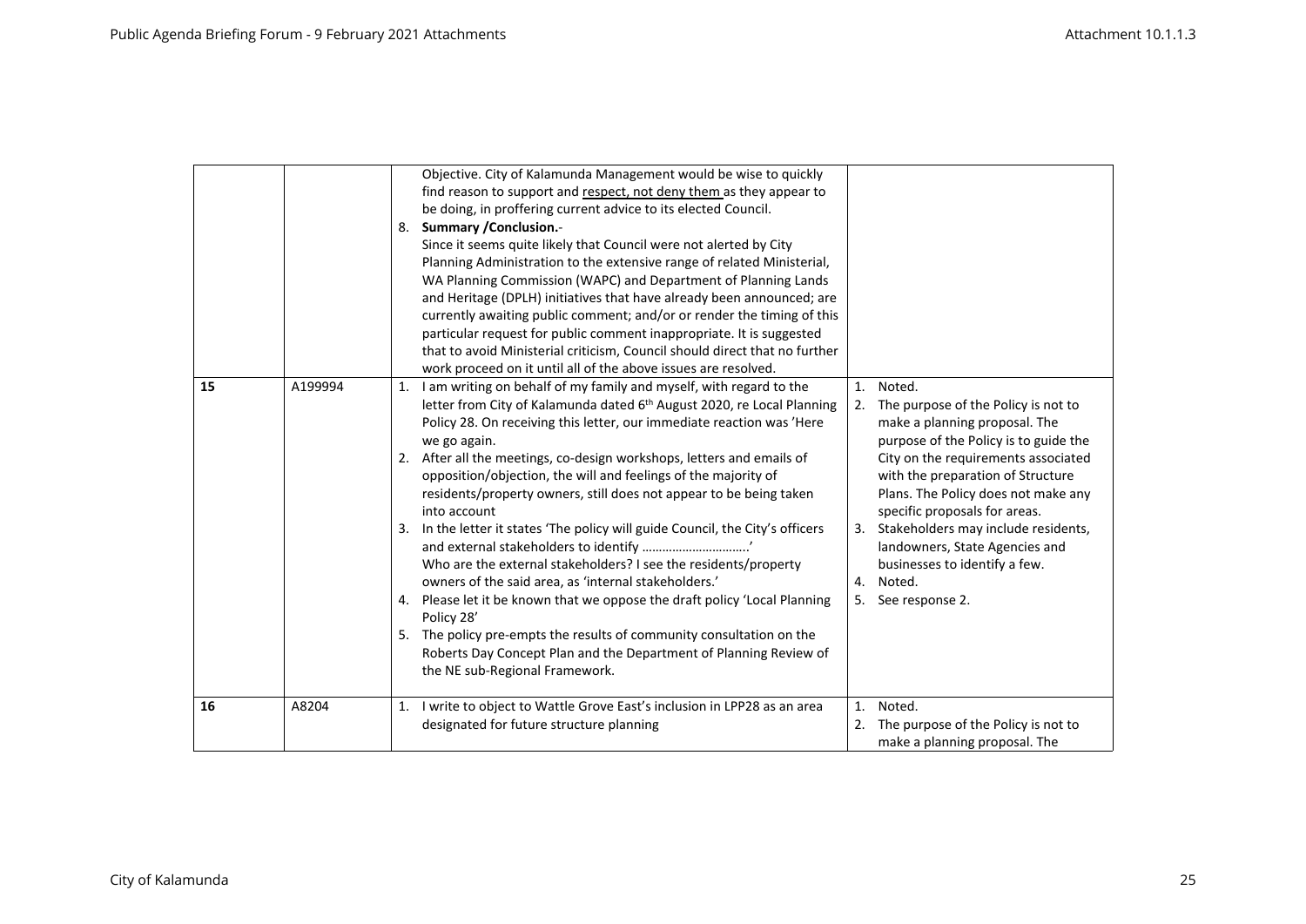| | | | |
|---|---|---|---|
| | | Objective. City of Kalamunda Management would be wise to quickly find reason to support and <u>respect, not deny them</u> as they appear to be doing, in proffering current advice to its elected Council.<br>8. **Summary /Conclusion.**-<br>Since it seems quite likely that Council were not alerted by City Planning Administration to the extensive range of related Ministerial, WA Planning Commission (WAPC) and Department of Planning Lands and Heritage (DPLH) initiatives that have already been announced; are currently awaiting public comment; and/or or render the timing of this particular request for public comment inappropriate. It is suggested that to avoid Ministerial criticism, Council should direct that no further work proceed on it until all of the above issues are resolved. | |
| **15** | A199994 | 1. I am writing on behalf of my family and myself, with regard to the letter from City of Kalamunda dated 6th August 2020, re Local Planning Policy 28. On receiving this letter, our immediate reaction was 'Here we go again.<br>2. After all the meetings, co-design workshops, letters and emails of opposition/objection, the will and feelings of the majority of residents/property owners, still does not appear to be being taken into account<br>3. In the letter it states 'The policy will guide Council, the City's officers and external stakeholders to identify ……………………….'<br>Who are the external stakeholders? I see the residents/property owners of the said area, as 'internal stakeholders.'<br>4. Please let it be known that we oppose the draft policy 'Local Planning Policy 28'<br>5. The policy pre-empts the results of community consultation on the Roberts Day Concept Plan and the Department of Planning Review of the NE sub-Regional Framework. | 1. Noted.<br>2. The purpose of the Policy is not to make a planning proposal. The purpose of the Policy is to guide the City on the requirements associated with the preparation of Structure Plans. The Policy does not make any specific proposals for areas.<br>3. Stakeholders may include residents, landowners, State Agencies and businesses to identify a few.<br>4. Noted.<br>5. See response 2. |
| **16** | A8204 | 1. I write to object to Wattle Grove East's inclusion in LPP28 as an area designated for future structure planning | 1. Noted.<br>2. The purpose of the Policy is not to make a planning proposal. The |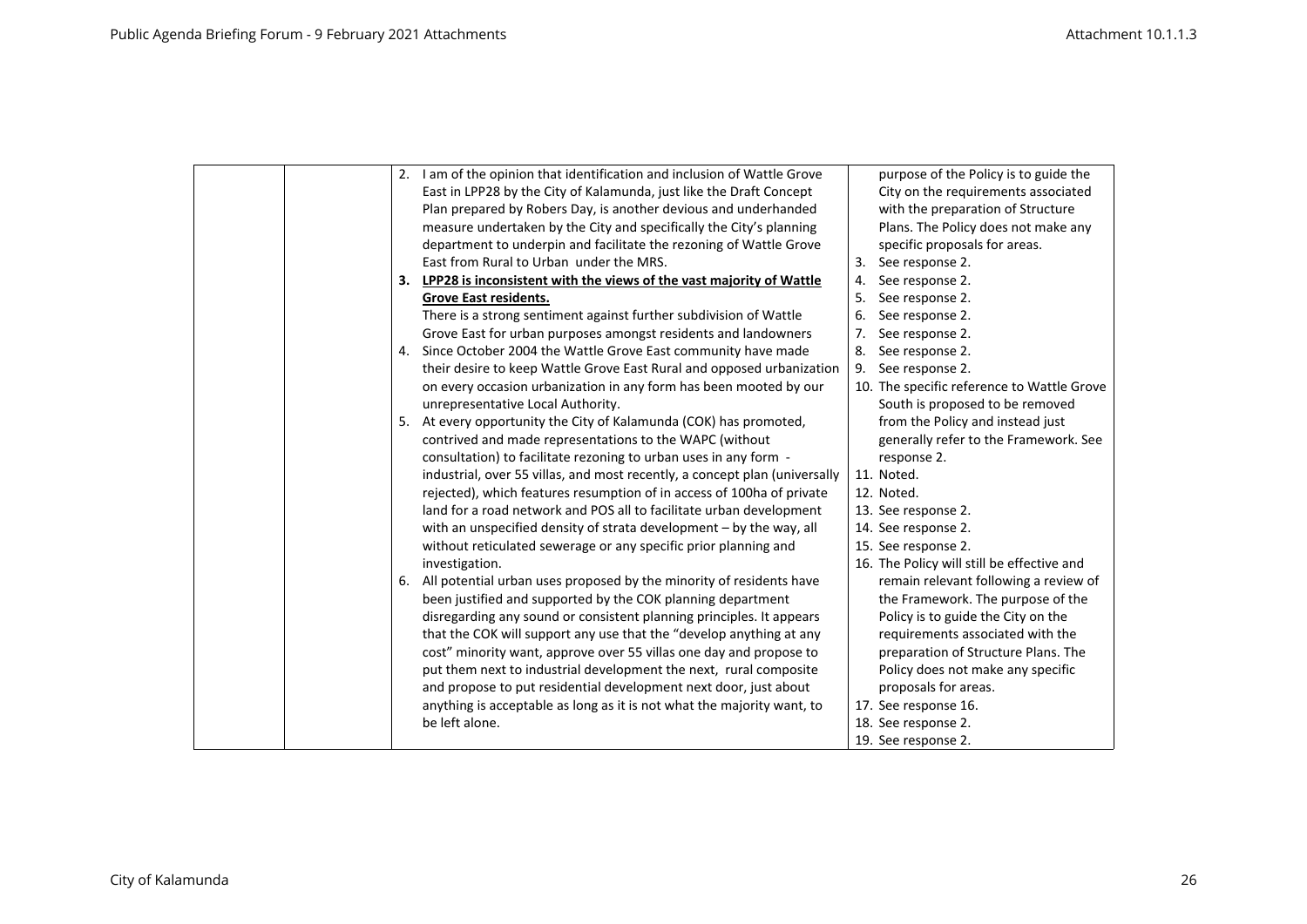| | | 2. I am of the opinion that identification and inclusion of Wattle Grove East in LPP28 by the City of Kalamunda, just like the Draft Concept Plan prepared by Robers Day, is another devious and underhanded measure undertaken by the City and specifically the City's planning department to underpin and facilitate the rezoning of Wattle Grove East from Rural to Urban under the MRS.<br>3. **<u>LPP28 is inconsistent with the views of the vast majority of Wattle Grove East residents.</u>**<br>There is a strong sentiment against further subdivision of Wattle Grove East for urban purposes amongst residents and landowners<br>4. Since October 2004 the Wattle Grove East community have made their desire to keep Wattle Grove East Rural and opposed urbanization on every occasion urbanization in any form has been mooted by our unrepresentative Local Authority.<br>5. At every opportunity the City of Kalamunda (COK) has promoted, contrived and made representations to the WAPC (without consultation) to facilitate rezoning to urban uses in any form - industrial, over 55 villas, and most recently, a concept plan (universally rejected), which features resumption of in access of 100ha of private land for a road network and POS all to facilitate urban development with an unspecified density of strata development – by the way, all without reticulated sewerage or any specific prior planning and investigation.<br>6. All potential urban uses proposed by the minority of residents have been justified and supported by the COK planning department disregarding any sound or consistent planning principles. It appears that the COK will support any use that the "develop anything at any cost" minority want, approve over 55 villas one day and propose to put them next to industrial development the next, rural composite and propose to put residential development next door, just about anything is acceptable as long as it is not what the majority want, to be left alone. | purpose of the Policy is to guide the City on the requirements associated with the preparation of Structure Plans. The Policy does not make any specific proposals for areas.<br>3. See response 2.<br>4. See response 2.<br>5. See response 2.<br>6. See response 2.<br>7. See response 2.<br>8. See response 2.<br>9. See response 2.<br>10. The specific reference to Wattle Grove South is proposed to be removed from the Policy and instead just generally refer to the Framework. See response 2.<br>11. Noted.<br>12. Noted.<br>13. See response 2.<br>14. See response 2.<br>15. See response 2.<br>16. The Policy will still be effective and remain relevant following a review of the Framework. The purpose of the Policy is to guide the City on the requirements associated with the preparation of Structure Plans. The Policy does not make any specific proposals for areas.<br>17. See response 16.<br>18. See response 2.<br>19. See response 2. |
|---|---|---|---|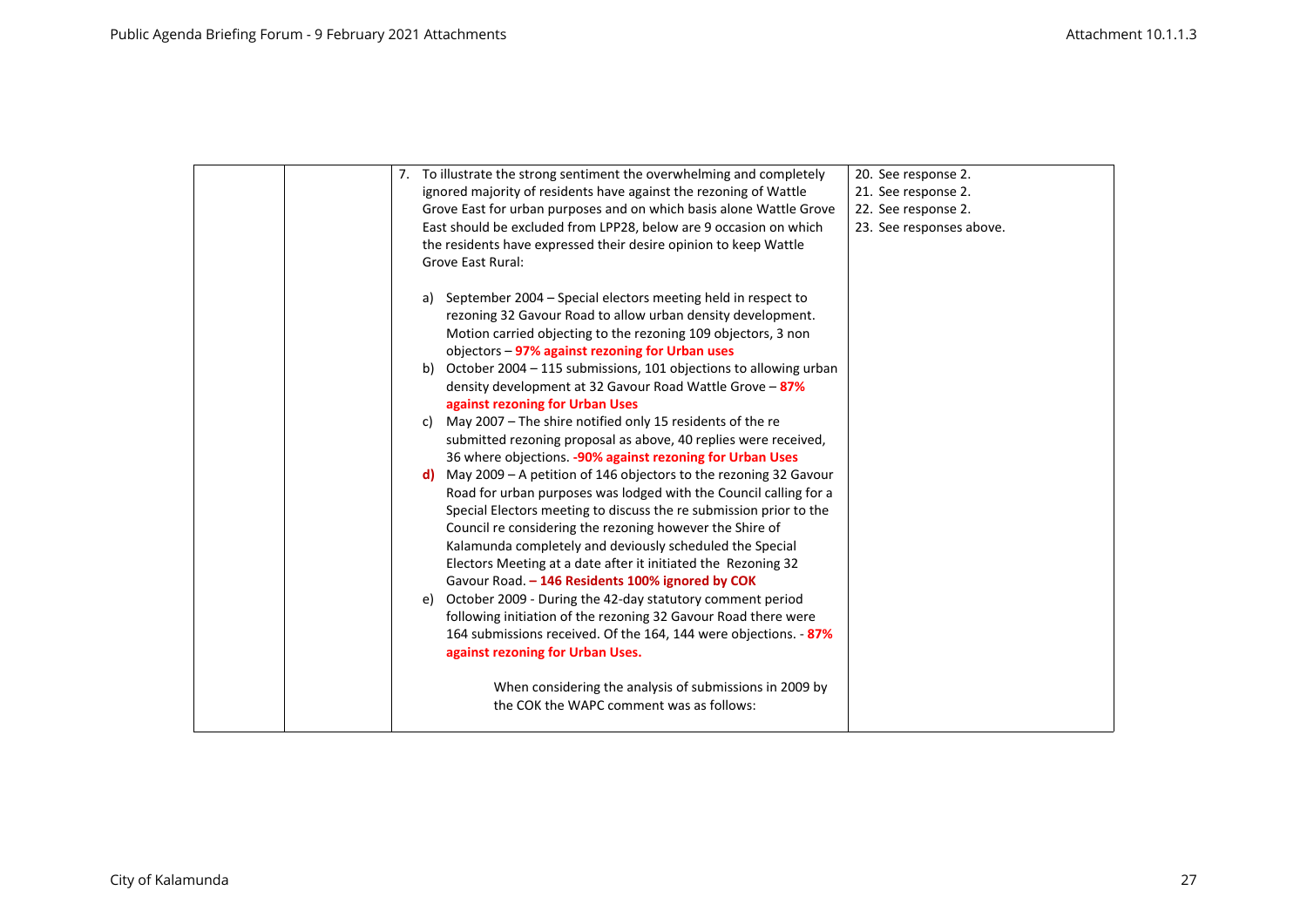| | | 7. To illustrate the strong sentiment the overwhelming and completely ignored majority of residents have against the rezoning of Wattle Grove East for urban purposes and on which basis alone Wattle Grove East should be excluded from LPP28, below are 9 occasion on which the residents have expressed their desire opinion to keep Wattle Grove East Rural:<br><br>a) September 2004 – Special electors meeting held in respect to rezoning 32 Gavour Road to allow urban density development. Motion carried objecting to the rezoning 109 objectors, 3 non objectors – **97% against rezoning for Urban uses**<br>b) October 2004 – 115 submissions, 101 objections to allowing urban density development at 32 Gavour Road Wattle Grove – **87% against rezoning for Urban Uses**<br>c) May 2007 – The shire notified only 15 residents of the re submitted rezoning proposal as above, 40 replies were received, 36 where objections. **-90% against rezoning for Urban Uses**<br>**d)** May 2009 – A petition of 146 objectors to the rezoning 32 Gavour Road for urban purposes was lodged with the Council calling for a Special Electors meeting to discuss the re submission prior to the Council re considering the rezoning however the Shire of Kalamunda completely and deviously scheduled the Special Electors Meeting at a date after it initiated the Rezoning 32 Gavour Road. **– 146 Residents 100% ignored by COK**<br>e) October 2009 - During the 42-day statutory comment period following initiation of the rezoning 32 Gavour Road there were 164 submissions received. Of the 164, 144 were objections. - **87% against rezoning for Urban Uses.**<br><br>When considering the analysis of submissions in 2009 by the COK the WAPC comment was as follows: | 20. See response 2.<br>21. See response 2.<br>22. See response 2.<br>23. See responses above. |
|---|---|---|---|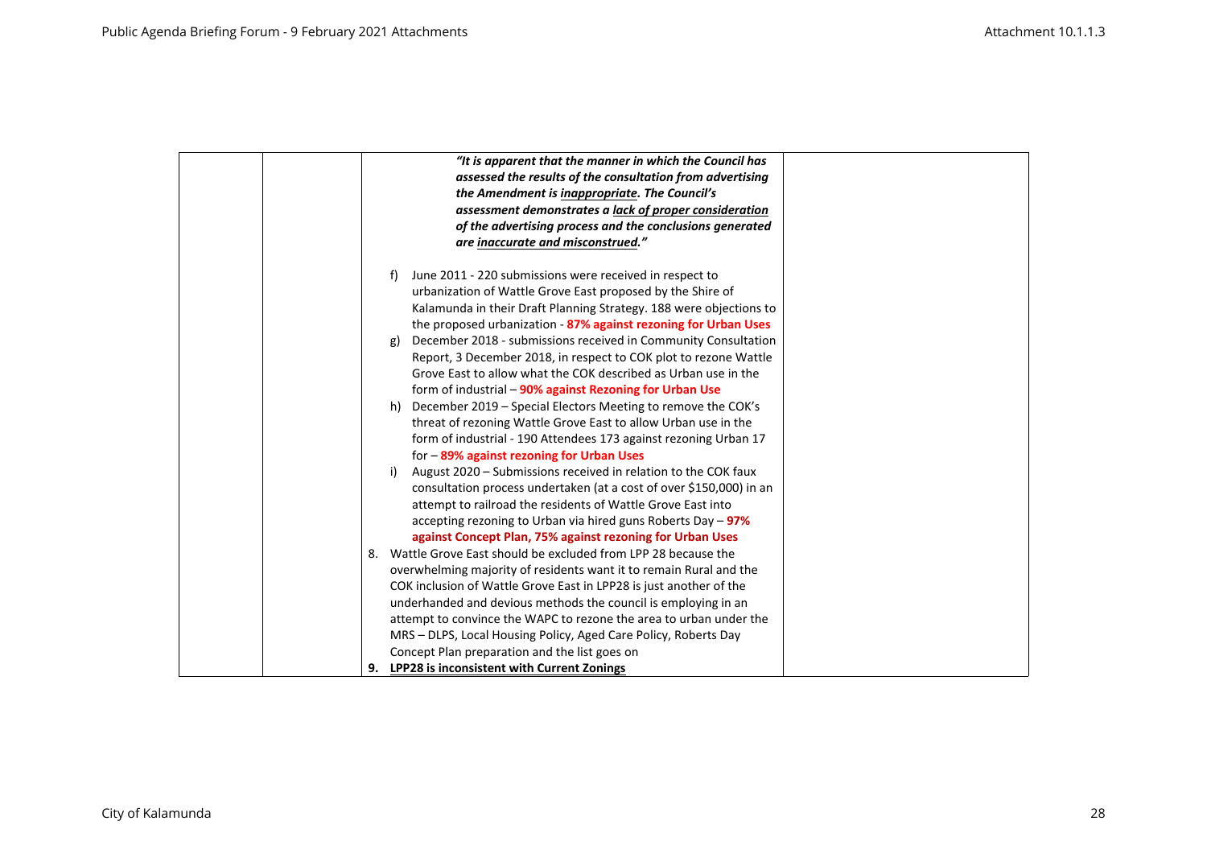| | | *"It is apparent that the manner in which the Council has assessed the results of the consultation from advertising the Amendment is inappropriate. The Council's assessment demonstrates a lack of proper consideration of the advertising process and the conclusions generated are inaccurate and misconstrued."*<br><br>f) June 2011 - 220 submissions were received in respect to urbanization of Wattle Grove East proposed by the Shire of Kalamunda in their Draft Planning Strategy. 188 were objections to the proposed urbanization - **87% against rezoning for Urban Uses**<br>g) December 2018 - submissions received in Community Consultation Report, 3 December 2018, in respect to COK plot to rezone Wattle Grove East to allow what the COK described as Urban use in the form of industrial – **90% against Rezoning for Urban Use**<br>h) December 2019 – Special Electors Meeting to remove the COK's threat of rezoning Wattle Grove East to allow Urban use in the form of industrial - 190 Attendees 173 against rezoning Urban 17 for – **89% against rezoning for Urban Uses**<br>i) August 2020 – Submissions received in relation to the COK faux consultation process undertaken (at a cost of over $150,000) in an attempt to railroad the residents of Wattle Grove East into accepting rezoning to Urban via hired guns Roberts Day – **97% against Concept Plan, 75% against rezoning for Urban Uses**<br><br>8. Wattle Grove East should be excluded from LPP 28 because the overwhelming majority of residents want it to remain Rural and the COK inclusion of Wattle Grove East in LPP28 is just another of the underhanded and devious methods the council is employing in an attempt to convince the WAPC to rezone the area to urban under the MRS – DLPS, Local Housing Policy, Aged Care Policy, Roberts Day Concept Plan preparation and the list goes on<br>9. **LPP28 is inconsistent with Current Zonings** | |
|---|---|---|---|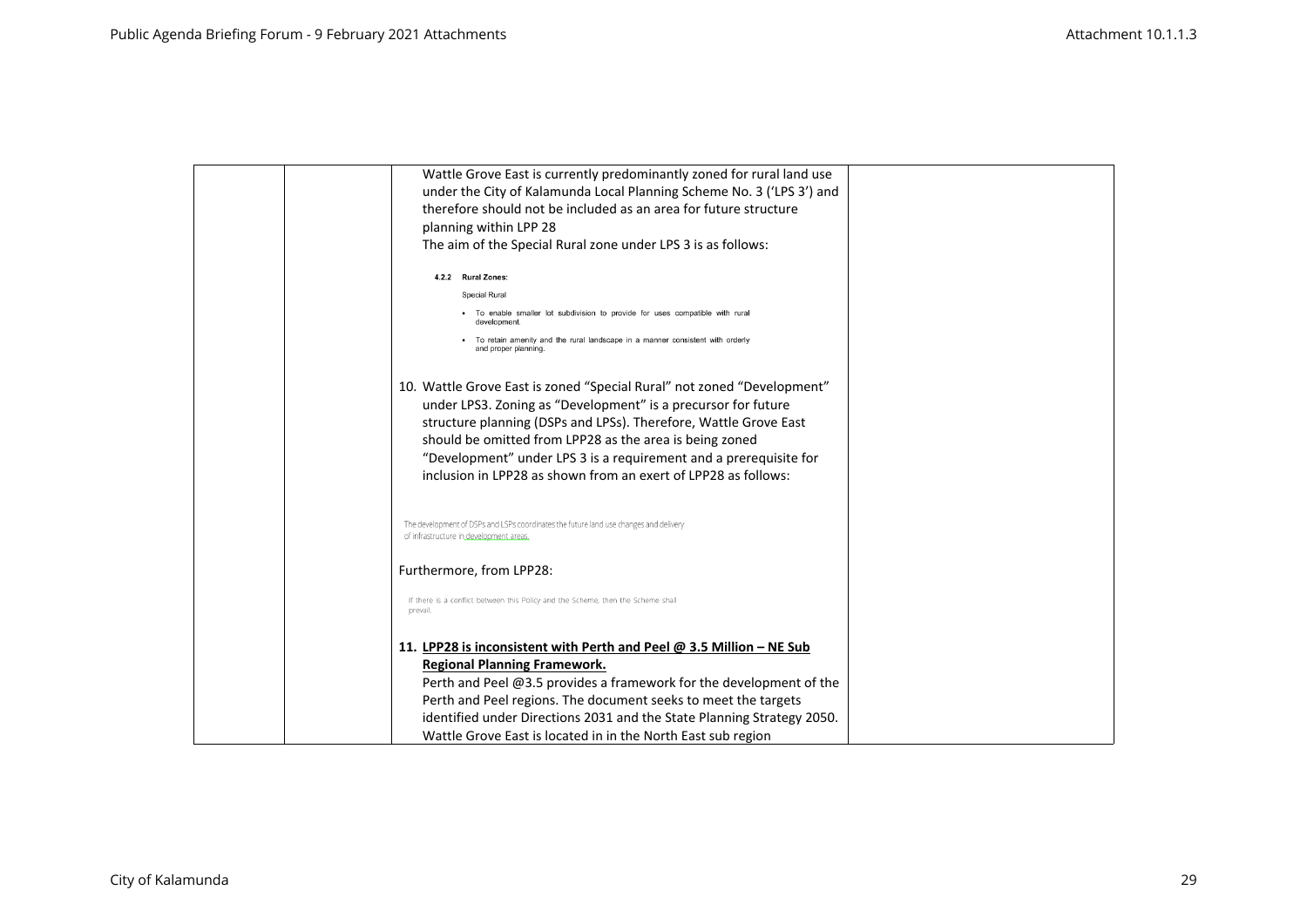| | | Wattle Grove East is currently predominantly zoned for rural land use under the City of Kalamunda Local Planning Scheme No. 3 ('LPS 3') and therefore should not be included as an area for future structure planning within LPP 28<br>The aim of the Special Rural zone under LPS 3 is as follows:<br><br>**4.2.2 Rural Zones:**<br>Special Rural<br>• To enable smaller lot subdivision to provide for uses compatible with rural development.<br>• To retain amenity and the rural landscape in a manner consistent with orderly and proper planning.<br><br>10. Wattle Grove East is zoned "Special Rural" not zoned "Development" under LPS3. Zoning as "Development" is a precursor for future structure planning (DSPs and LPSs). Therefore, Wattle Grove East should be omitted from LPP28 as the area is being zoned "Development" under LPS 3 is a requirement and a prerequisite for inclusion in LPP28 as shown from an exert of LPP28 as follows:<br><br>The development of DSPs and LSPs coordinates the future land use changes and delivery of infrastructure in development areas.<br><br>Furthermore, from LPP28:<br><br>If there is a conflict between this Policy and the Scheme, then the Scheme shall prevail.<br><br>11. **LPP28 is inconsistent with Perth and Peel @ 3.5 Million – NE Sub Regional Planning Framework.**<br>Perth and Peel @3.5 provides a framework for the development of the Perth and Peel regions. The document seeks to meet the targets identified under Directions 2031 and the State Planning Strategy 2050. Wattle Grove East is located in in the North East sub region | |
|---|---|---|---|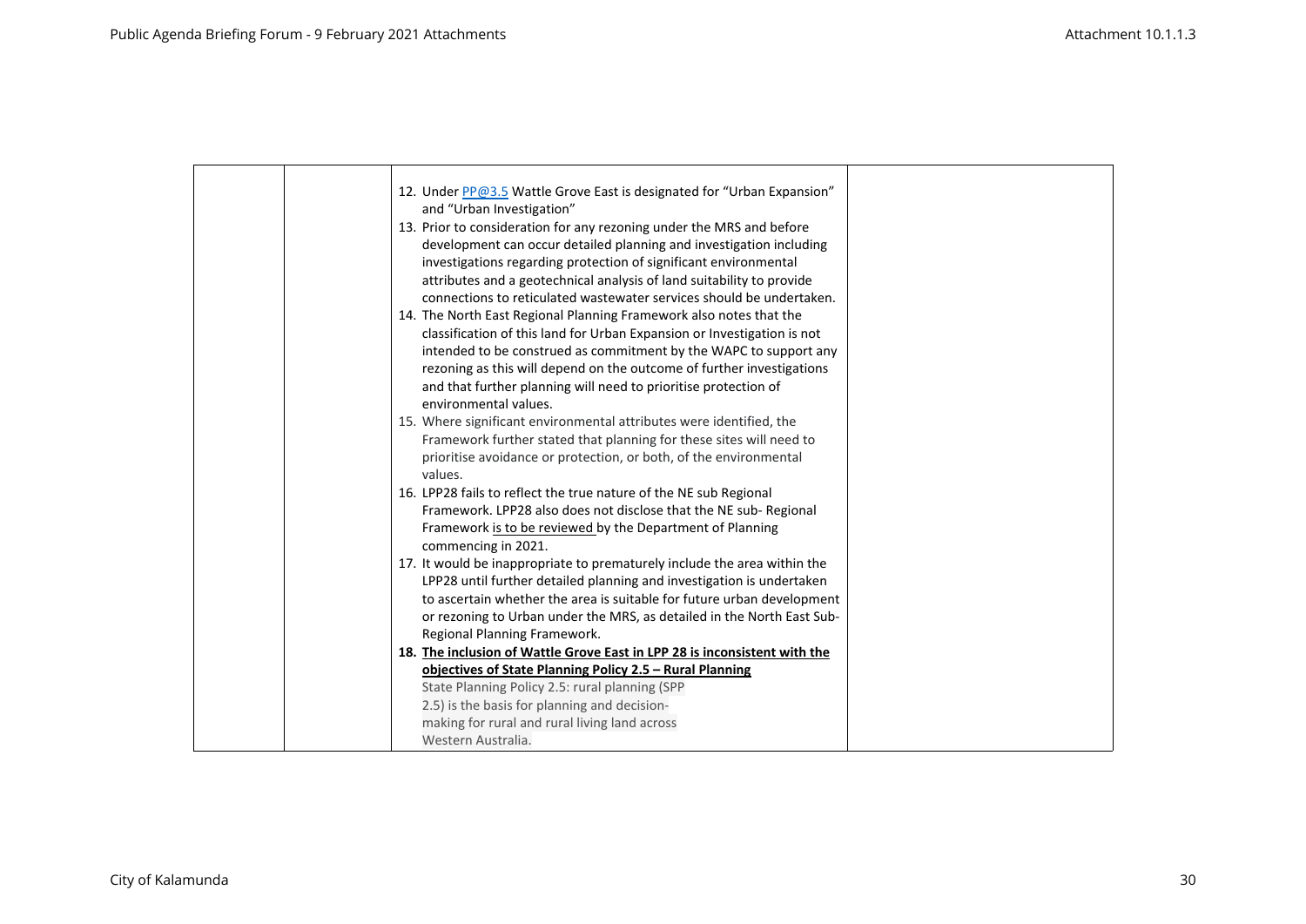| | | | |
|---|---|---|---|
| | | 12. Under PP@3.5 Wattle Grove East is designated for "Urban Expansion" and "Urban Investigation"<br>13. Prior to consideration for any rezoning under the MRS and before development can occur detailed planning and investigation including investigations regarding protection of significant environmental attributes and a geotechnical analysis of land suitability to provide connections to reticulated wastewater services should be undertaken.<br>14. The North East Regional Planning Framework also notes that the classification of this land for Urban Expansion or Investigation is not intended to be construed as commitment by the WAPC to support any rezoning as this will depend on the outcome of further investigations and that further planning will need to prioritise protection of environmental values.<br>15. Where significant environmental attributes were identified, the Framework further stated that planning for these sites will need to prioritise avoidance or protection, or both, of the environmental values.<br>16. LPP28 fails to reflect the true nature of the NE sub Regional Framework. LPP28 also does not disclose that the NE sub- Regional Framework is to be reviewed by the Department of Planning commencing in 2021.<br>17. It would be inappropriate to prematurely include the area within the LPP28 until further detailed planning and investigation is undertaken to ascertain whether the area is suitable for future urban development or rezoning to Urban under the MRS, as detailed in the North East Sub-Regional Planning Framework.<br>18. **The inclusion of Wattle Grove East in LPP 28 is inconsistent with the objectives of State Planning Policy 2.5 – Rural Planning**<br>State Planning Policy 2.5: rural planning (SPP 2.5) is the basis for planning and decision-making for rural and rural living land across Western Australia. | |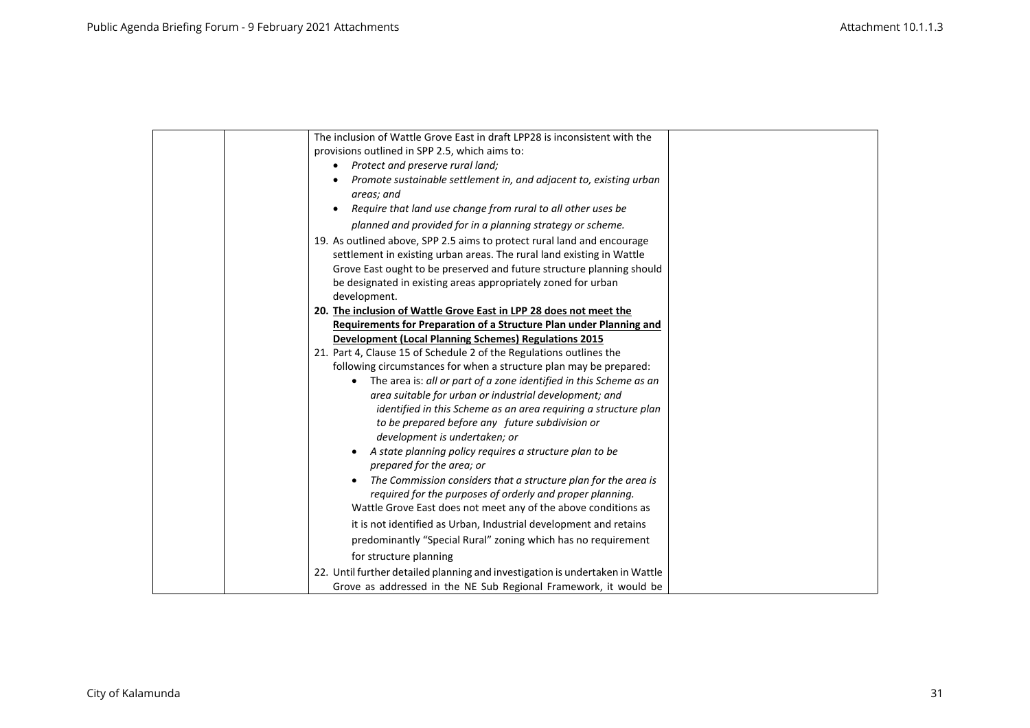| | | | |
|---|---|---|---|
| | | The inclusion of Wattle Grove East in draft LPP28 is inconsistent with the provisions outlined in SPP 2.5, which aims to:<br>• *Protect and preserve rural land;*<br>• *Promote sustainable settlement in, and adjacent to, existing urban areas; and*<br>• *Require that land use change from rural to all other uses be planned and provided for in a planning strategy or scheme.*<br>19. As outlined above, SPP 2.5 aims to protect rural land and encourage settlement in existing urban areas. The rural land existing in Wattle Grove East ought to be preserved and future structure planning should be designated in existing areas appropriately zoned for urban development.<br>20. **The inclusion of Wattle Grove East in LPP 28 does not meet the Requirements for Preparation of a Structure Plan under Planning and Development (Local Planning Schemes) Regulations 2015**<br>21. Part 4, Clause 15 of Schedule 2 of the Regulations outlines the following circumstances for when a structure plan may be prepared:<br>• The area is: *all or part of a zone identified in this Scheme as an area suitable for urban or industrial development; and identified in this Scheme as an area requiring a structure plan to be prepared before any future subdivision or development is undertaken; or*<br>• *A state planning policy requires a structure plan to be prepared for the area; or*<br>• *The Commission considers that a structure plan for the area is required for the purposes of orderly and proper planning.*<br>Wattle Grove East does not meet any of the above conditions as it is not identified as Urban, Industrial development and retains predominantly "Special Rural" zoning which has no requirement for structure planning<br>22. Until further detailed planning and investigation is undertaken in Wattle Grove as addressed in the NE Sub Regional Framework, it would be | |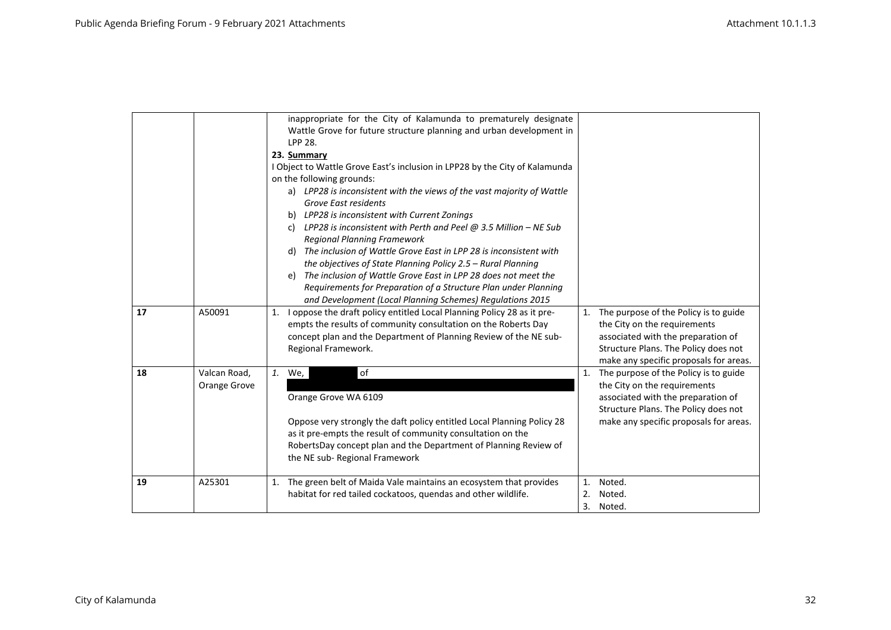| | | | |
|---|---|---|---|
| | | inappropriate for the City of Kalamunda to prematurely designate Wattle Grove for future structure planning and urban development in LPP 28.<br>23. Summary<br>I Object to Wattle Grove East's inclusion in LPP28 by the City of Kalamunda on the following grounds:<br>a) *LPP28 is inconsistent with the views of the vast majority of Wattle Grove East residents*<br>b) *LPP28 is inconsistent with Current Zonings*<br>c) *LPP28 is inconsistent with Perth and Peel @ 3.5 Million – NE Sub Regional Planning Framework*<br>d) *The inclusion of Wattle Grove East in LPP 28 is inconsistent with the objectives of State Planning Policy 2.5 – Rural Planning*<br>e) *The inclusion of Wattle Grove East in LPP 28 does not meet the Requirements for Preparation of a Structure Plan under Planning and Development (Local Planning Schemes) Regulations 2015* | |
| **17** | A50091 | 1. I oppose the draft policy entitled Local Planning Policy 28 as it pre-empts the results of community consultation on the Roberts Day concept plan and the Department of Planning Review of the NE sub-Regional Framework. | 1. The purpose of the Policy is to guide the City on the requirements associated with the preparation of Structure Plans. The Policy does not make any specific proposals for areas. |
| **18** | Valcan Road, Orange Grove | *1.* We, [redacted] of [redacted]<br>Orange Grove WA 6109<br><br>Oppose very strongly the daft policy entitled Local Planning Policy 28 as it pre-empts the result of community consultation on the RobertsDay concept plan and the Department of Planning Review of the NE sub- Regional Framework | 1. The purpose of the Policy is to guide the City on the requirements associated with the preparation of Structure Plans. The Policy does not make any specific proposals for areas. |
| **19** | A25301 | 1. The green belt of Maida Vale maintains an ecosystem that provides habitat for red tailed cockatoos, quendas and other wildlife. | 1. Noted.<br>2. Noted.<br>3. Noted. |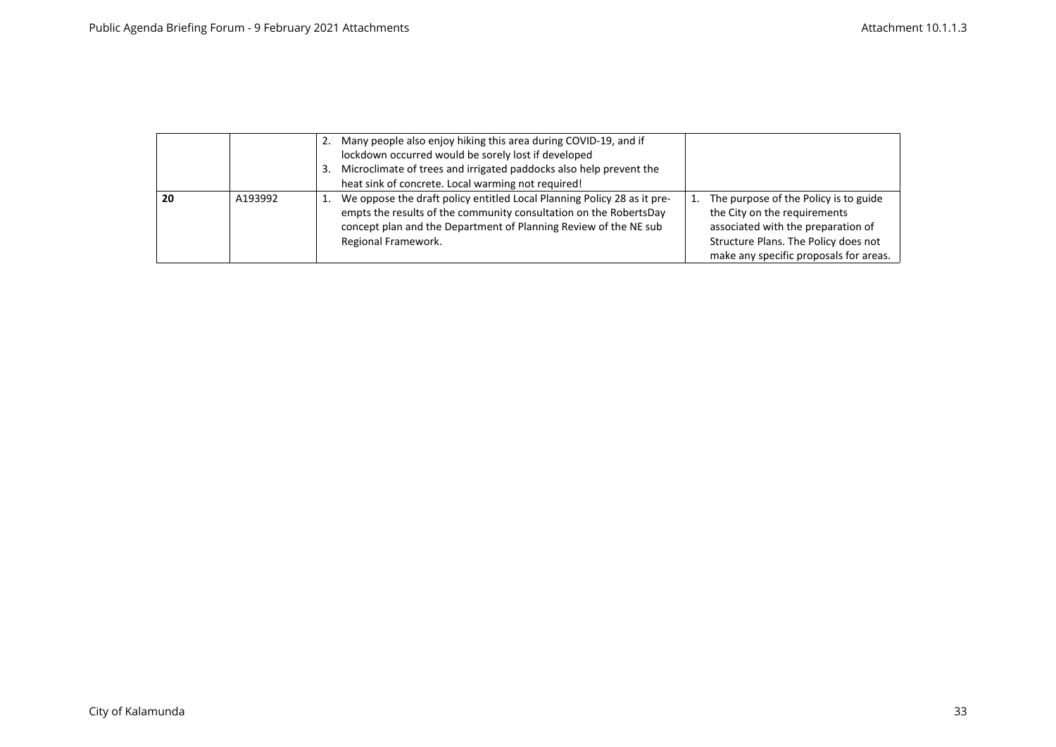| | | | |
|---|---|---|---|
| | | 2. Many people also enjoy hiking this area during COVID-19, and if lockdown occurred would be sorely lost if developed<br>3. Microclimate of trees and irrigated paddocks also help prevent the heat sink of concrete. Local warming not required! | |
| **20** | A193992 | 1. We oppose the draft policy entitled Local Planning Policy 28 as it pre-empts the results of the community consultation on the RobertsDay concept plan and the Department of Planning Review of the NE sub Regional Framework. | 1. The purpose of the Policy is to guide the City on the requirements associated with the preparation of Structure Plans. The Policy does not make any specific proposals for areas. |